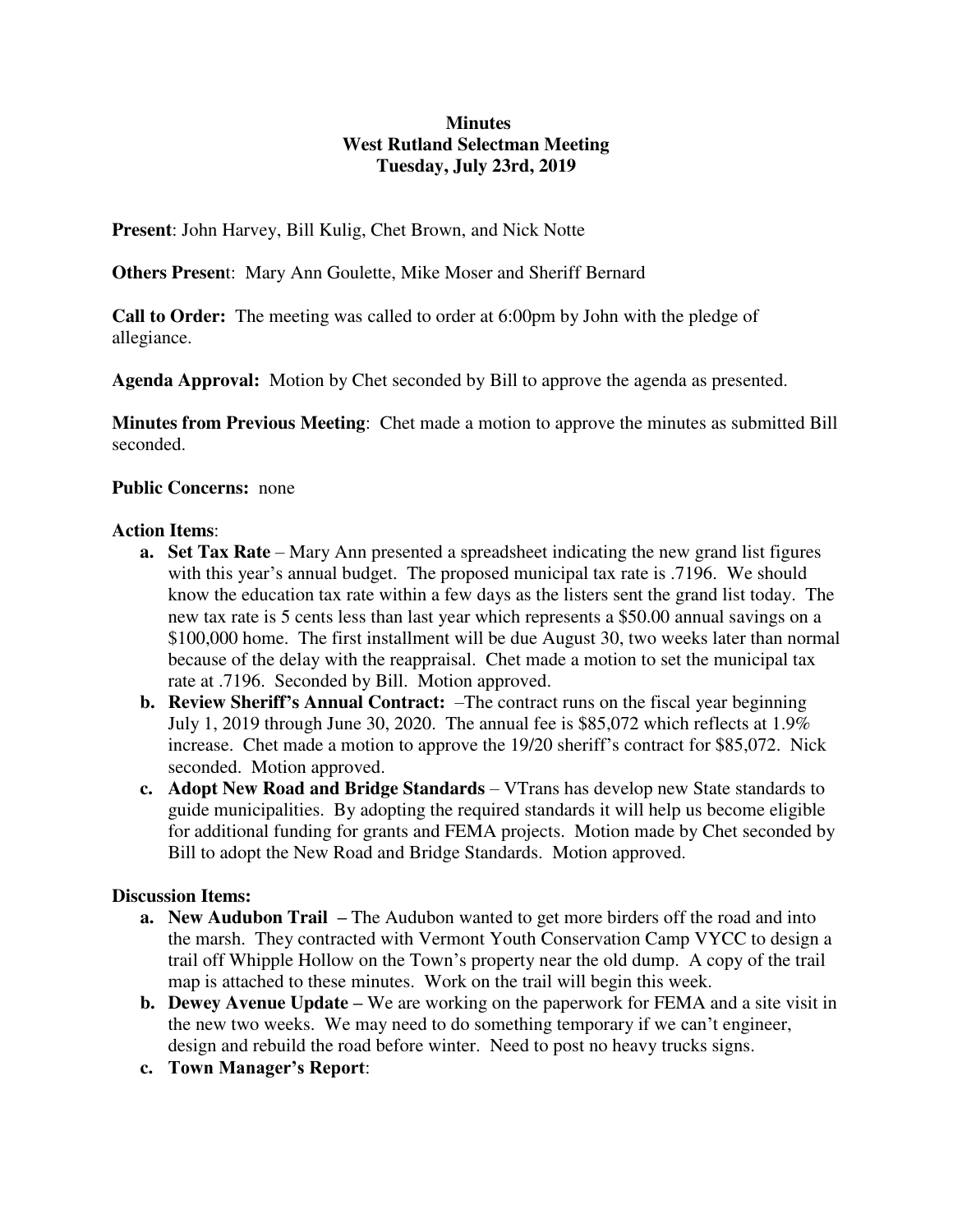**Minutes**
**West Rutland Selectman Meeting**
**Tuesday, July 23rd, 2019**

**Present**: John Harvey, Bill Kulig, Chet Brown, and Nick Notte

**Others Present**: Mary Ann Goulette, Mike Moser and Sheriff Bernard

**Call to Order:** The meeting was called to order at 6:00pm by John with the pledge of allegiance.

**Agenda Approval:** Motion by Chet seconded by Bill to approve the agenda as presented.

**Minutes from Previous Meeting**: Chet made a motion to approve the minutes as submitted Bill seconded.

**Public Concerns:** none

**Action Items**:

a. **Set Tax Rate** – Mary Ann presented a spreadsheet indicating the new grand list figures with this year's annual budget. The proposed municipal tax rate is .7196. We should know the education tax rate within a few days as the listers sent the grand list today. The new tax rate is 5 cents less than last year which represents a $50.00 annual savings on a $100,000 home. The first installment will be due August 30, two weeks later than normal because of the delay with the reappraisal. Chet made a motion to set the municipal tax rate at .7196. Seconded by Bill. Motion approved.
b. **Review Sheriff's Annual Contract:** –The contract runs on the fiscal year beginning July 1, 2019 through June 30, 2020. The annual fee is $85,072 which reflects at 1.9% increase. Chet made a motion to approve the 19/20 sheriff's contract for $85,072. Nick seconded. Motion approved.
c. **Adopt New Road and Bridge Standards** – VTrans has develop new State standards to guide municipalities. By adopting the required standards it will help us become eligible for additional funding for grants and FEMA projects. Motion made by Chet seconded by Bill to adopt the New Road and Bridge Standards. Motion approved.

**Discussion Items:**

a. **New Audubon Trail** – The Audubon wanted to get more birders off the road and into the marsh. They contracted with Vermont Youth Conservation Camp VYCC to design a trail off Whipple Hollow on the Town's property near the old dump. A copy of the trail map is attached to these minutes. Work on the trail will begin this week.
b. **Dewey Avenue Update** – We are working on the paperwork for FEMA and a site visit in the new two weeks. We may need to do something temporary if we can't engineer, design and rebuild the road before winter. Need to post no heavy trucks signs.
c. **Town Manager's Report**: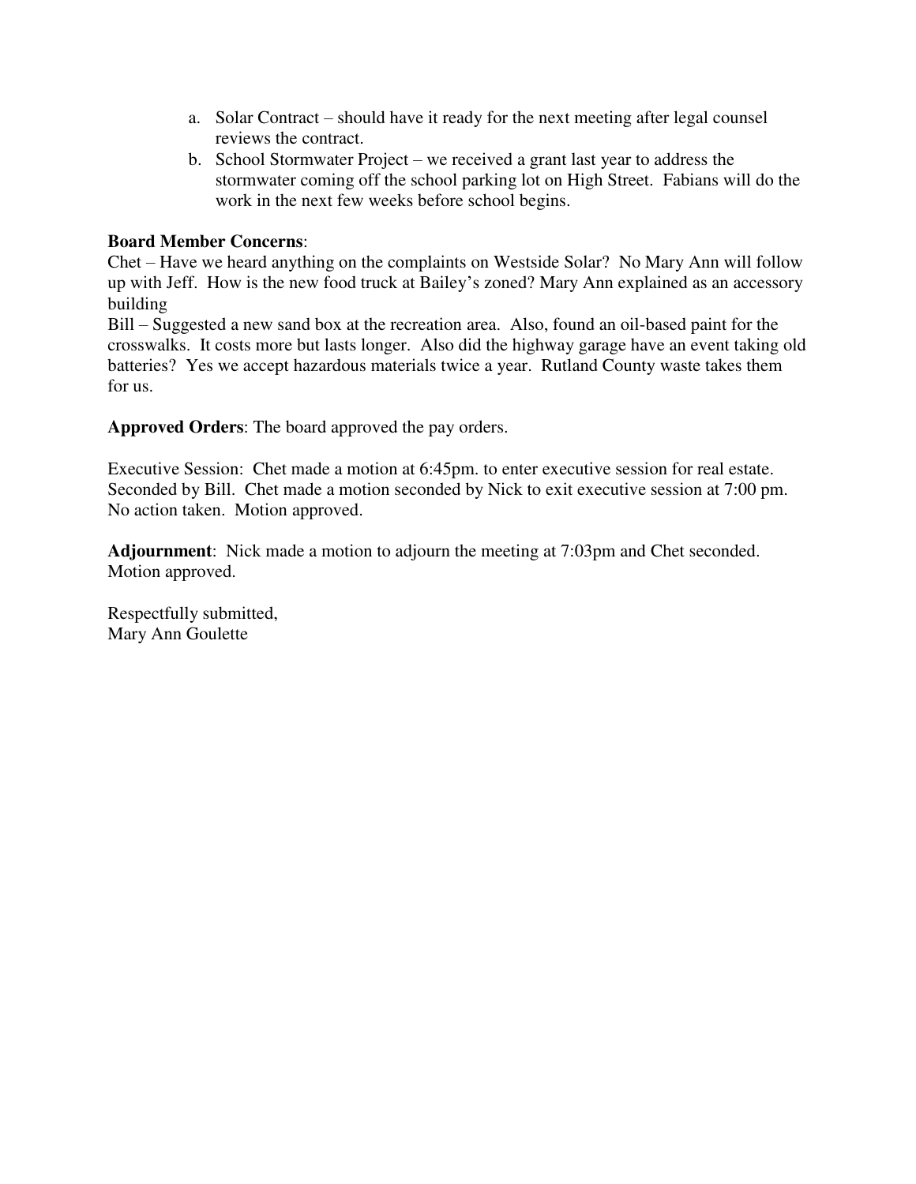a. Solar Contract – should have it ready for the next meeting after legal counsel reviews the contract.
b. School Stormwater Project – we received a grant last year to address the stormwater coming off the school parking lot on High Street. Fabians will do the work in the next few weeks before school begins.

**Board Member Concerns**:

Chet – Have we heard anything on the complaints on Westside Solar? No Mary Ann will follow up with Jeff. How is the new food truck at Bailey's zoned? Mary Ann explained as an accessory building

Bill – Suggested a new sand box at the recreation area. Also, found an oil-based paint for the crosswalks. It costs more but lasts longer. Also did the highway garage have an event taking old batteries? Yes we accept hazardous materials twice a year. Rutland County waste takes them for us.

**Approved Orders**: The board approved the pay orders.

Executive Session: Chet made a motion at 6:45pm. to enter executive session for real estate. Seconded by Bill. Chet made a motion seconded by Nick to exit executive session at 7:00 pm. No action taken. Motion approved.

**Adjournment**: Nick made a motion to adjourn the meeting at 7:03pm and Chet seconded. Motion approved.

Respectfully submitted,
Mary Ann Goulette